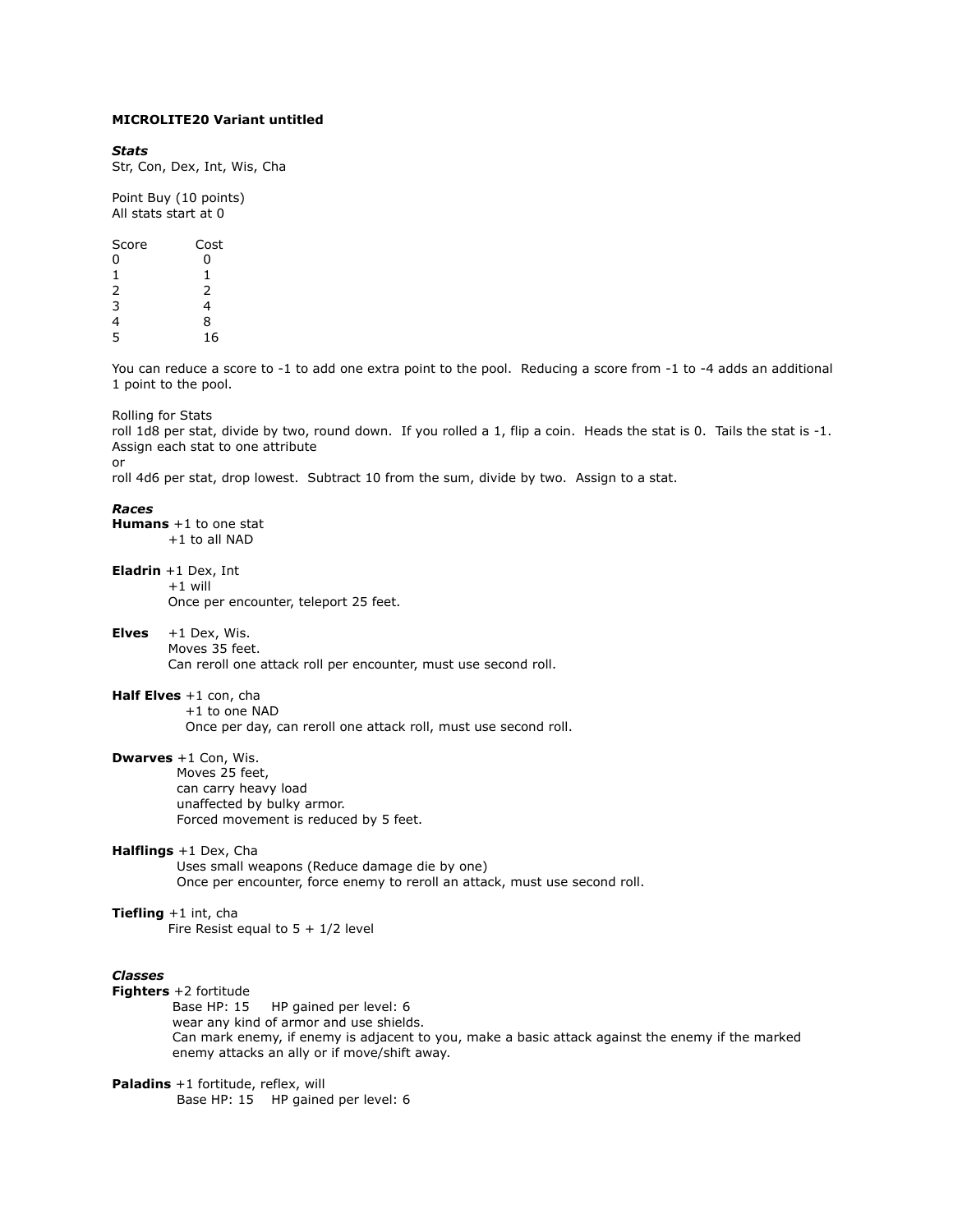**MICROLITE20 Variant untitled**

***Stats***

Str, Con, Dex, Int, Wis, Cha

Point Buy (10 points)
All stats start at 0

| Score | Cost |
|---|---|
| 0 | 0 |
| 1 | 1 |
| 2 | 2 |
| 3 | 4 |
| 4 | 8 |
| 5 | 16 |

You can reduce a score to -1 to add one extra point to the pool. Reducing a score from -1 to -4 adds an additional 1 point to the pool.

Rolling for Stats
roll 1d8 per stat, divide by two, round down. If you rolled a 1, flip a coin. Heads the stat is 0. Tails the stat is -1. Assign each stat to one attribute
or
roll 4d6 per stat, drop lowest. Subtract 10 from the sum, divide by two. Assign to a stat.

***Races***

**Humans** +1 to one stat
+1 to all NAD

**Eladrin** +1 Dex, Int
+1 will
Once per encounter, teleport 25 feet.

**Elves** +1 Dex, Wis.
Moves 35 feet.
Can reroll one attack roll per encounter, must use second roll.

**Half Elves** +1 con, cha
+1 to one NAD
Once per day, can reroll one attack roll, must use second roll.

**Dwarves** +1 Con, Wis.
Moves 25 feet,
can carry heavy load
unaffected by bulky armor.
Forced movement is reduced by 5 feet.

**Halflings** +1 Dex, Cha
Uses small weapons (Reduce damage die by one)
Once per encounter, force enemy to reroll an attack, must use second roll.

**Tiefling** +1 int, cha
Fire Resist equal to 5 + 1/2 level

***Classes***

**Fighters** +2 fortitude
Base HP: 15 HP gained per level: 6
wear any kind of armor and use shields.
Can mark enemy, if enemy is adjacent to you, make a basic attack against the enemy if the marked enemy attacks an ally or if move/shift away.

**Paladins** +1 fortitude, reflex, will
Base HP: 15 HP gained per level: 6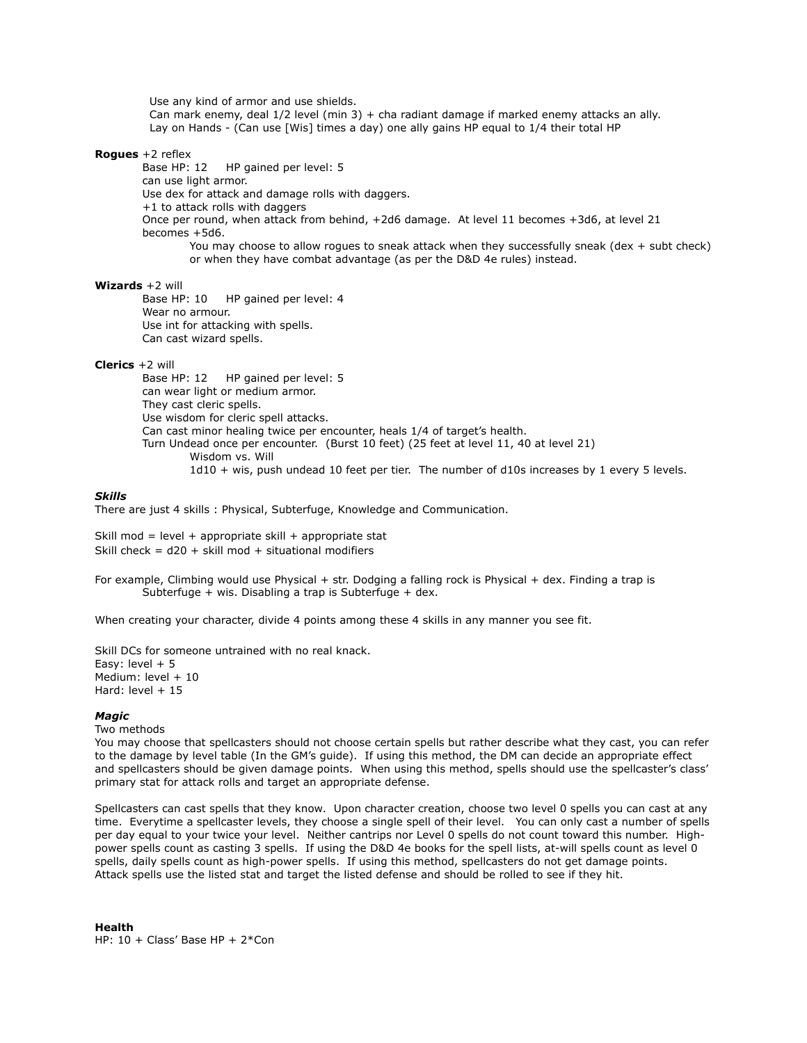Use any kind of armor and use shields.
Can mark enemy, deal 1/2 level (min 3) + cha radiant damage if marked enemy attacks an ally.
Lay on Hands - (Can use [Wis] times a day) one ally gains HP equal to 1/4 their total HP

**Rogues** +2 reflex

Base HP: 12 HP gained per level: 5
can use light armor.
Use dex for attack and damage rolls with daggers.
+1 to attack rolls with daggers
Once per round, when attack from behind, +2d6 damage. At level 11 becomes +3d6, at level 21 becomes +5d6.

You may choose to allow rogues to sneak attack when they successfully sneak (dex + subt check) or when they have combat advantage (as per the D&D 4e rules) instead.

**Wizards** +2 will

Base HP: 10 HP gained per level: 4
Wear no armour.
Use int for attacking with spells.
Can cast wizard spells.

**Clerics** +2 will

Base HP: 12 HP gained per level: 5
can wear light or medium armor.
They cast cleric spells.
Use wisdom for cleric spell attacks.
Can cast minor healing twice per encounter, heals 1/4 of target's health.
Turn Undead once per encounter. (Burst 10 feet) (25 feet at level 11, 40 at level 21)

Wisdom vs. Will
1d10 + wis, push undead 10 feet per tier. The number of d10s increases by 1 every 5 levels.

***Skills***

There are just 4 skills : Physical, Subterfuge, Knowledge and Communication.

Skill mod = level + appropriate skill + appropriate stat
Skill check = d20 + skill mod + situational modifiers

For example, Climbing would use Physical + str. Dodging a falling rock is Physical + dex. Finding a trap is Subterfuge + wis. Disabling a trap is Subterfuge + dex.

When creating your character, divide 4 points among these 4 skills in any manner you see fit.

Skill DCs for someone untrained with no real knack.
Easy: level + 5
Medium: level + 10
Hard: level + 15

***Magic***

Two methods
You may choose that spellcasters should not choose certain spells but rather describe what they cast, you can refer to the damage by level table (In the GM's guide). If using this method, the DM can decide an appropriate effect and spellcasters should be given damage points. When using this method, spells should use the spellcaster's class' primary stat for attack rolls and target an appropriate defense.

Spellcasters can cast spells that they know. Upon character creation, choose two level 0 spells you can cast at any time. Everytime a spellcaster levels, they choose a single spell of their level. You can only cast a number of spells per day equal to your twice your level. Neither cantrips nor Level 0 spells do not count toward this number. High-power spells count as casting 3 spells. If using the D&D 4e books for the spell lists, at-will spells count as level 0 spells, daily spells count as high-power spells. If using this method, spellcasters do not get damage points. Attack spells use the listed stat and target the listed defense and should be rolled to see if they hit.

**Health**

HP: 10 + Class' Base HP + 2*Con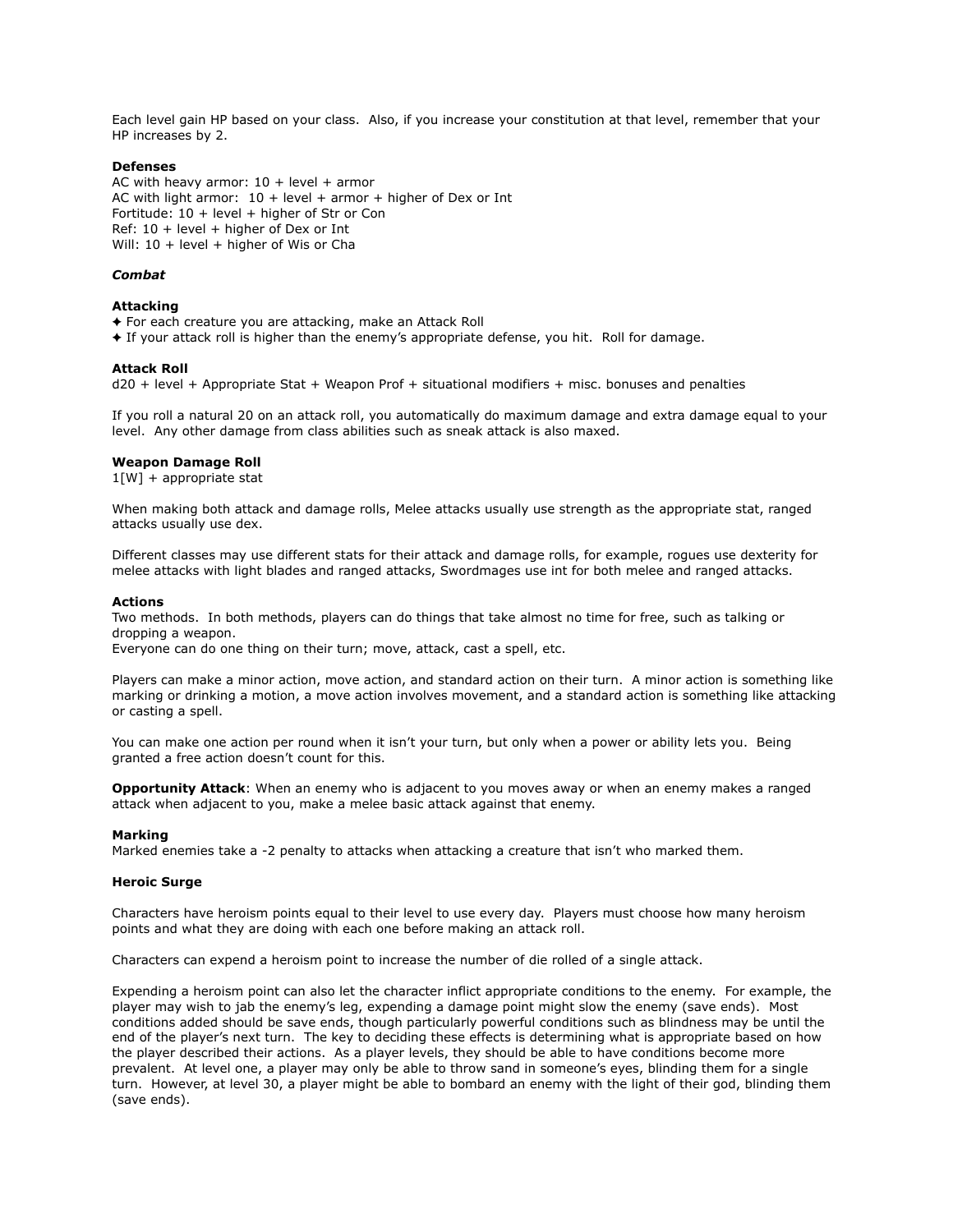Each level gain HP based on your class. Also, if you increase your constitution at that level, remember that your HP increases by 2.

**Defenses**

AC with heavy armor: 10 + level + armor
AC with light armor: 10 + level + armor + higher of Dex or Int
Fortitude: 10 + level + higher of Str or Con
Ref: 10 + level + higher of Dex or Int
Will: 10 + level + higher of Wis or Cha

***Combat***

**Attacking**

✦ For each creature you are attacking, make an Attack Roll
✦ If your attack roll is higher than the enemy's appropriate defense, you hit. Roll for damage.

**Attack Roll**

d20 + level + Appropriate Stat + Weapon Prof + situational modifiers + misc. bonuses and penalties

If you roll a natural 20 on an attack roll, you automatically do maximum damage and extra damage equal to your level. Any other damage from class abilities such as sneak attack is also maxed.

**Weapon Damage Roll**

1[W] + appropriate stat

When making both attack and damage rolls, Melee attacks usually use strength as the appropriate stat, ranged attacks usually use dex.

Different classes may use different stats for their attack and damage rolls, for example, rogues use dexterity for melee attacks with light blades and ranged attacks, Swordmages use int for both melee and ranged attacks.

**Actions**

Two methods. In both methods, players can do things that take almost no time for free, such as talking or dropping a weapon.
Everyone can do one thing on their turn; move, attack, cast a spell, etc.

Players can make a minor action, move action, and standard action on their turn. A minor action is something like marking or drinking a motion, a move action involves movement, and a standard action is something like attacking or casting a spell.

You can make one action per round when it isn't your turn, but only when a power or ability lets you. Being granted a free action doesn't count for this.

**Opportunity Attack**: When an enemy who is adjacent to you moves away or when an enemy makes a ranged attack when adjacent to you, make a melee basic attack against that enemy.

**Marking**

Marked enemies take a -2 penalty to attacks when attacking a creature that isn't who marked them.

**Heroic Surge**

Characters have heroism points equal to their level to use every day. Players must choose how many heroism points and what they are doing with each one before making an attack roll.

Characters can expend a heroism point to increase the number of die rolled of a single attack.

Expending a heroism point can also let the character inflict appropriate conditions to the enemy. For example, the player may wish to jab the enemy's leg, expending a damage point might slow the enemy (save ends). Most conditions added should be save ends, though particularly powerful conditions such as blindness may be until the end of the player's next turn. The key to deciding these effects is determining what is appropriate based on how the player described their actions. As a player levels, they should be able to have conditions become more prevalent. At level one, a player may only be able to throw sand in someone's eyes, blinding them for a single turn. However, at level 30, a player might be able to bombard an enemy with the light of their god, blinding them (save ends).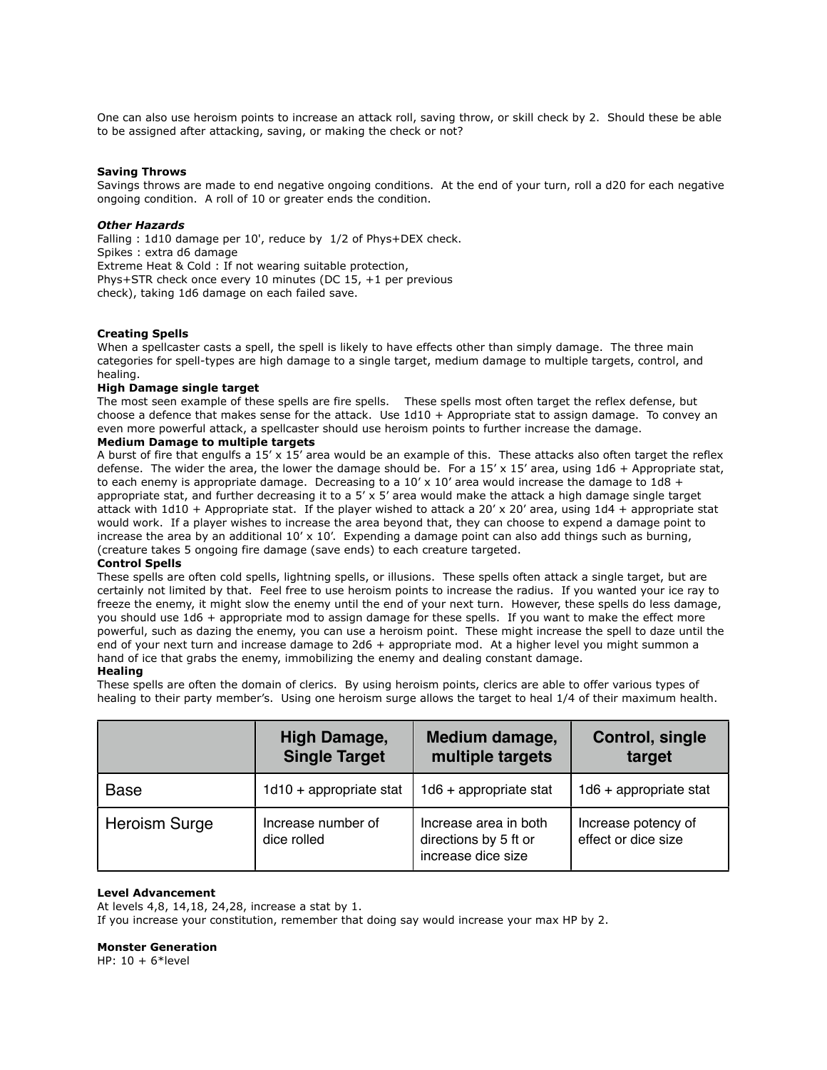One can also use heroism points to increase an attack roll, saving throw, or skill check by 2. Should these be able to be assigned after attacking, saving, or making the check or not?

**Saving Throws**

Savings throws are made to end negative ongoing conditions. At the end of your turn, roll a d20 for each negative ongoing condition. A roll of 10 or greater ends the condition.

***Other Hazards***

Falling : 1d10 damage per 10', reduce by 1/2 of Phys+DEX check.
Spikes : extra d6 damage
Extreme Heat & Cold : If not wearing suitable protection, Phys+STR check once every 10 minutes (DC 15, +1 per previous check), taking 1d6 damage on each failed save.

**Creating Spells**

When a spellcaster casts a spell, the spell is likely to have effects other than simply damage. The three main categories for spell-types are high damage to a single target, medium damage to multiple targets, control, and healing.

**High Damage single target**

The most seen example of these spells are fire spells. These spells most often target the reflex defense, but choose a defence that makes sense for the attack. Use 1d10 + Appropriate stat to assign damage. To convey an even more powerful attack, a spellcaster should use heroism points to further increase the damage.

**Medium Damage to multiple targets**

A burst of fire that engulfs a 15' x 15' area would be an example of this. These attacks also often target the reflex defense. The wider the area, the lower the damage should be. For a 15' x 15' area, using 1d6 + Appropriate stat, to each enemy is appropriate damage. Decreasing to a 10' x 10' area would increase the damage to 1d8 + appropriate stat, and further decreasing it to a 5' x 5' area would make the attack a high damage single target attack with 1d10 + Appropriate stat. If the player wished to attack a 20' x 20' area, using 1d4 + appropriate stat would work. If a player wishes to increase the area beyond that, they can choose to expend a damage point to increase the area by an additional 10' x 10'. Expending a damage point can also add things such as burning, (creature takes 5 ongoing fire damage (save ends) to each creature targeted.

**Control Spells**

These spells are often cold spells, lightning spells, or illusions. These spells often attack a single target, but are certainly not limited by that. Feel free to use heroism points to increase the radius. If you wanted your ice ray to freeze the enemy, it might slow the enemy until the end of your next turn. However, these spells do less damage, you should use 1d6 + appropriate mod to assign damage for these spells. If you want to make the effect more powerful, such as dazing the enemy, you can use a heroism point. These might increase the spell to daze until the end of your next turn and increase damage to 2d6 + appropriate mod. At a higher level you might summon a hand of ice that grabs the enemy, immobilizing the enemy and dealing constant damage.

**Healing**

These spells are often the domain of clerics. By using heroism points, clerics are able to offer various types of healing to their party member's. Using one heroism surge allows the target to heal 1/4 of their maximum health.

| | High Damage, Single Target | Medium damage, multiple targets | Control, single target |
|---|---|---|---|
| Base | 1d10 + appropriate stat | 1d6 + appropriate stat | 1d6 + appropriate stat |
| Heroism Surge | Increase number of dice rolled | Increase area in both directions by 5 ft or increase dice size | Increase potency of effect or dice size |

**Level Advancement**

At levels 4,8, 14,18, 24,28, increase a stat by 1.
If you increase your constitution, remember that doing say would increase your max HP by 2.

**Monster Generation**

HP: 10 + 6*level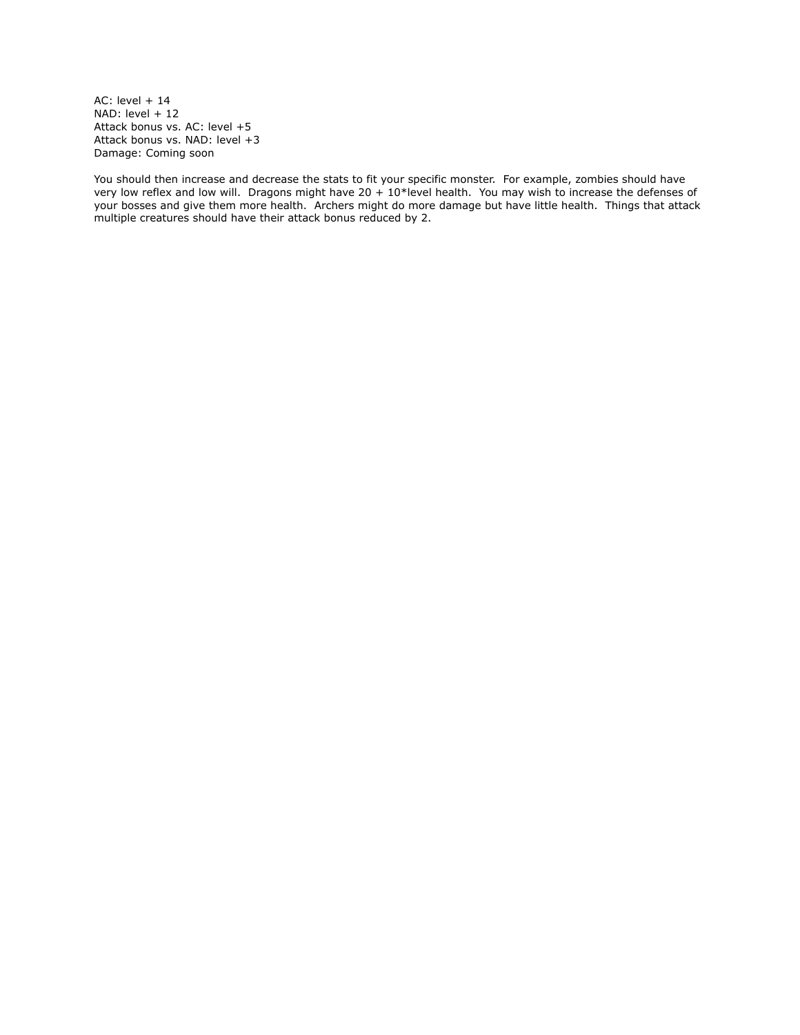AC: level + 14  
NAD: level + 12  
Attack bonus vs. AC: level +5  
Attack bonus vs. NAD: level +3  
Damage: Coming soon

You should then increase and decrease the stats to fit your specific monster. For example, zombies should have very low reflex and low will. Dragons might have 20 + 10*level health. You may wish to increase the defenses of your bosses and give them more health. Archers might do more damage but have little health. Things that attack multiple creatures should have their attack bonus reduced by 2.